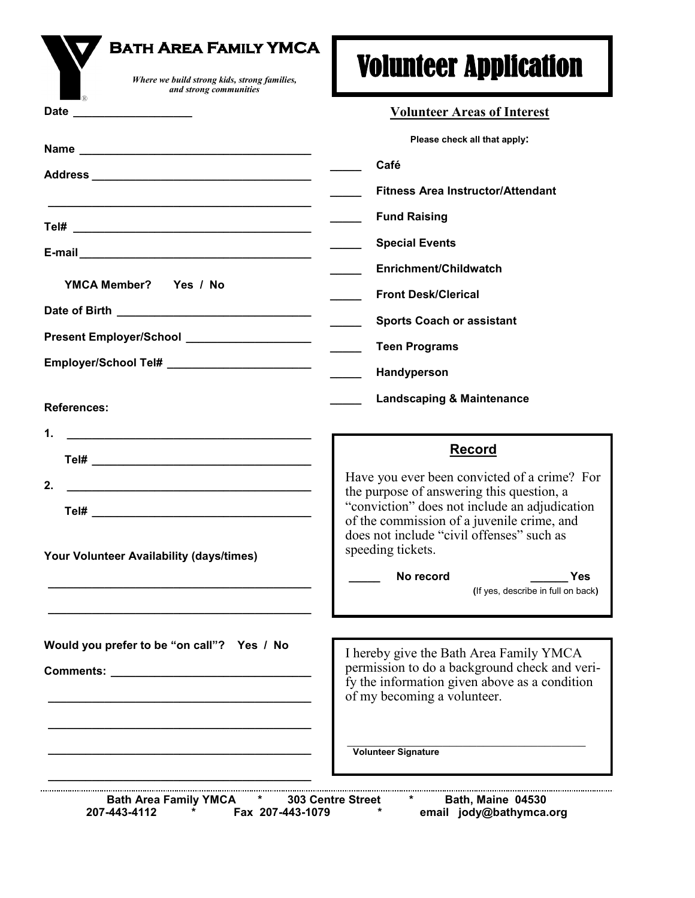# Bath Area Family YMCA

*Where we build strong kids, strong families, and strong communities*

# Volunteer Application

**Date** ___________________

**Name** ____________________________________

**Address** ___________________________________

_________________________________________

**Tel#** ______________________________________

**E-mail** ____________________________________

**YMCA Member? Yes / No**

**Date of Birth** _______________________________

**Present Employer/School** ___________________

**Employer/School Tel#** _______________________

**References:**

**1.** ______________________________________

**Tel#** ___________________________________

**2.** ______________________________________

**Tel#** ___________________________________

**Your Volunteer Availability (days/times)**

_________________________________________

_________________________________________

**Would you prefer to be "on call"? Yes / No**

**Comments:** _________________________________

_________________________________________

_________________________________________

_________________________________________

_________________________________________

## Volunteer Areas of Interest

**Please check all that apply:**

_____ **Café**

_____ **Fitness Area Instructor/Attendant**

_____ **Fund Raising**

_____ **Special Events**

_____ **Enrichment/Childwatch**

_____ **Front Desk/Clerical**

_____ **Sports Coach or assistant**

_____ **Teen Programs**

_____ **Handyperson**

_____ **Landscaping & Maintenance**

## Record

Have you ever been convicted of a crime? For the purpose of answering this question, a "conviction" does not include an adjudication of the commission of a juvenile crime, and does not include "civil offenses" such as speeding tickets.

_____ **No record** ______ **Yes**

**(**If yes, describe in full on back**)**

I hereby give the Bath Area Family YMCA permission to do a background check and verify the information given above as a condition of my becoming a volunteer.

_____________________________________________

**Volunteer Signature**

**Bath Area Family YMCA * 303 Centre Street * Bath, Maine 04530**
**207-443-4112 * Fax 207-443-1079 * email jody@bathymca.org**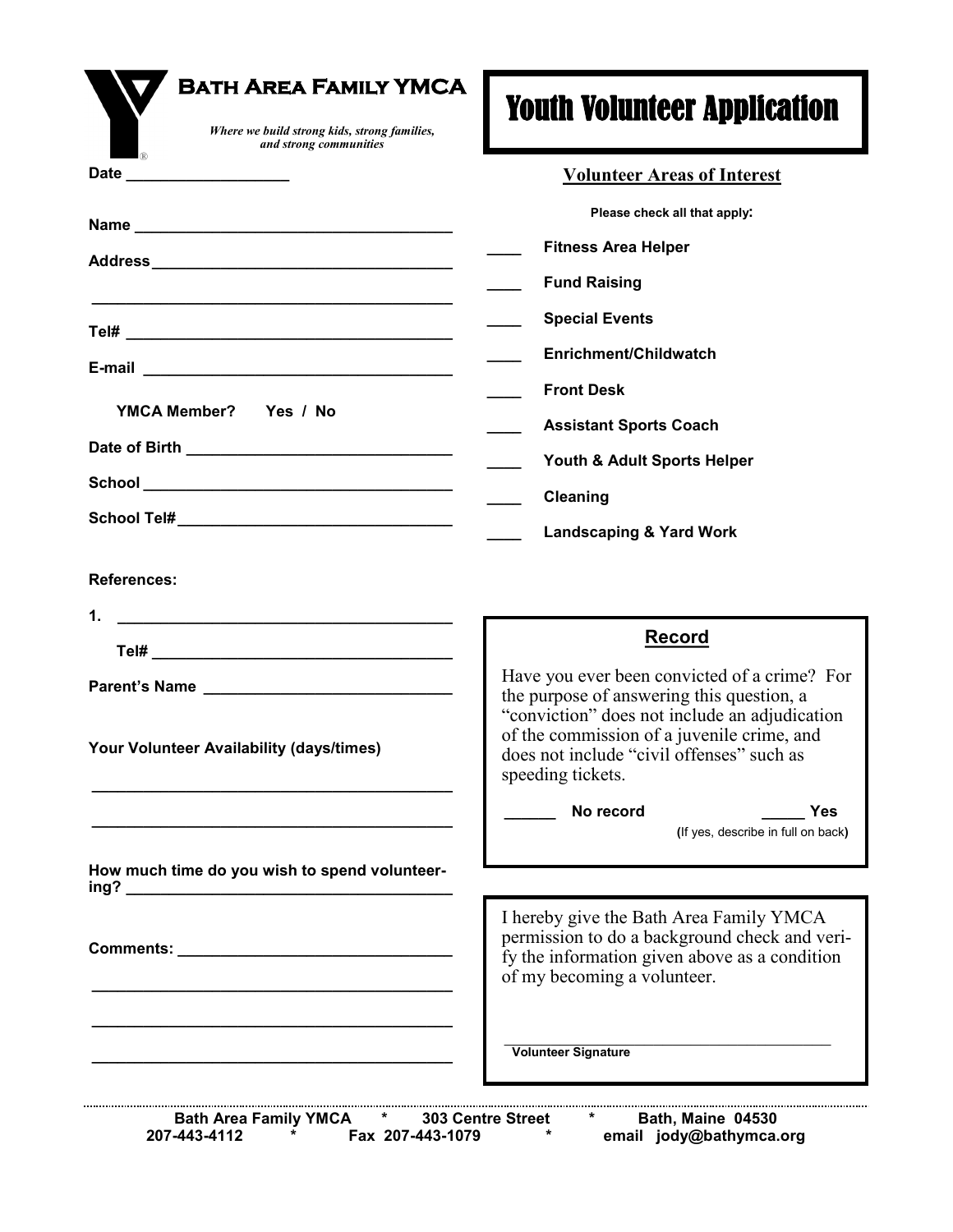**Bath Area Family YMCA**

*Where we build strong kids, strong families, and strong communities*

# Youth Volunteer Application

**Date** ___________________

**Name** _____________________________________

**Address** ___________________________________

_____________________________________________

**Tel#** ______________________________________

**E-mail** ____________________________________

**YMCA Member? Yes / No**

**Date of Birth** _______________________________

**School** ____________________________________

**School Tel#** _________________________________

**References:**

**1.** ___________________________________________

**Tel#** ____________________________________

**Parent's Name** _____________________________

**Your Volunteer Availability (days/times)**

_____________________________________________

_____________________________________________

**How much time do you wish to spend volunteering?** ______________________________________

**Comments:** _________________________________

_____________________________________________

_____________________________________________

_____________________________________________

## Volunteer Areas of Interest

**Please check all that apply:**

____ **Fitness Area Helper**

____ **Fund Raising**

____ **Special Events**

____ **Enrichment/Childwatch**

____ **Front Desk**

____ **Assistant Sports Coach**

____ **Youth & Adult Sports Helper**

____ **Cleaning**

____ **Landscaping & Yard Work**

## Record

Have you ever been convicted of a crime? For the purpose of answering this question, a "conviction" does not include an adjudication of the commission of a juvenile crime, and does not include "civil offenses" such as speeding tickets.

______ **No record** _____ **Yes**

(If yes, describe in full on back)

I hereby give the Bath Area Family YMCA permission to do a background check and verify the information given above as a condition of my becoming a volunteer.

_____________________________________________

**Volunteer Signature**

**Bath Area Family YMCA * 303 Centre Street * Bath, Maine 04530**
**207-443-4112 * Fax 207-443-1079 * email jody@bathymca.org**